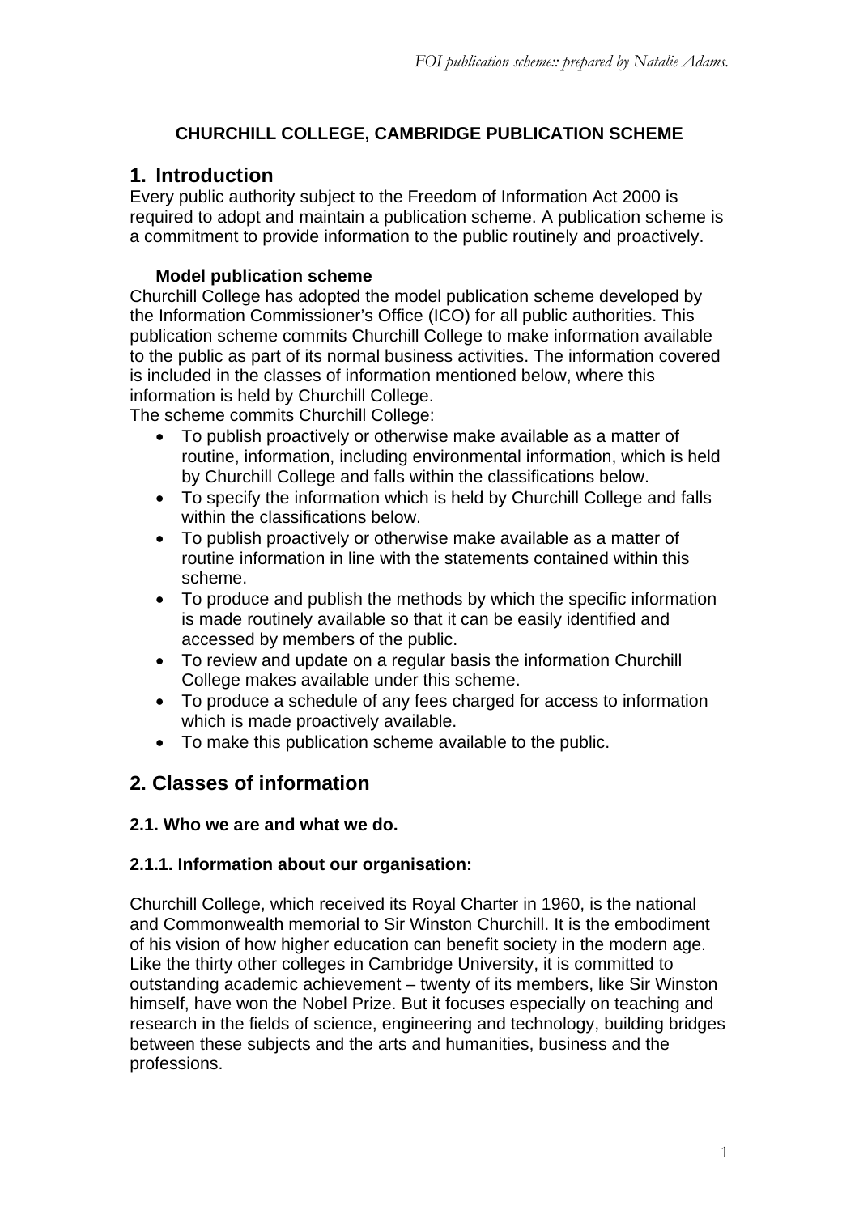**CHURCHILL COLLEGE, CAMBRIDGE PUBLICATION SCHEME**

## 1. Introduction

Every public authority subject to the Freedom of Information Act 2000 is required to adopt and maintain a publication scheme. A publication scheme is a commitment to provide information to the public routinely and proactively.

**Model publication scheme**

Churchill College has adopted the model publication scheme developed by the Information Commissioner's Office (ICO) for all public authorities. This publication scheme commits Churchill College to make information available to the public as part of its normal business activities. The information covered is included in the classes of information mentioned below, where this information is held by Churchill College.

The scheme commits Churchill College:

- To publish proactively or otherwise make available as a matter of routine, information, including environmental information, which is held by Churchill College and falls within the classifications below.
- To specify the information which is held by Churchill College and falls within the classifications below.
- To publish proactively or otherwise make available as a matter of routine information in line with the statements contained within this scheme.
- To produce and publish the methods by which the specific information is made routinely available so that it can be easily identified and accessed by members of the public.
- To review and update on a regular basis the information Churchill College makes available under this scheme.
- To produce a schedule of any fees charged for access to information which is made proactively available.
- To make this publication scheme available to the public.

## 2. Classes of information

### 2.1. Who we are and what we do.

#### 2.1.1. Information about our organisation:

Churchill College, which received its Royal Charter in 1960, is the national and Commonwealth memorial to Sir Winston Churchill. It is the embodiment of his vision of how higher education can benefit society in the modern age. Like the thirty other colleges in Cambridge University, it is committed to outstanding academic achievement – twenty of its members, like Sir Winston himself, have won the Nobel Prize. But it focuses especially on teaching and research in the fields of science, engineering and technology, building bridges between these subjects and the arts and humanities, business and the professions.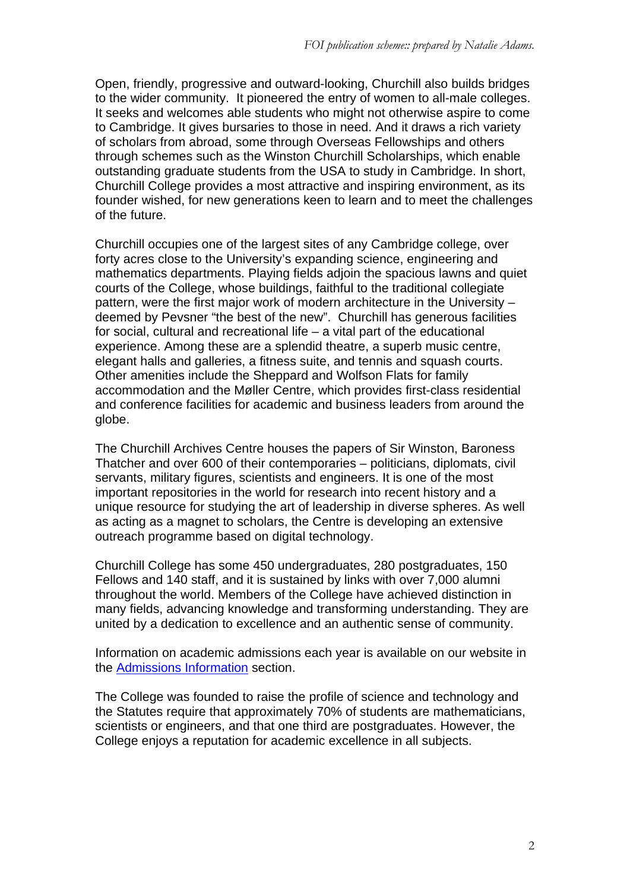Open, friendly, progressive and outward-looking, Churchill also builds bridges to the wider community. It pioneered the entry of women to all-male colleges. It seeks and welcomes able students who might not otherwise aspire to come to Cambridge. It gives bursaries to those in need. And it draws a rich variety of scholars from abroad, some through Overseas Fellowships and others through schemes such as the Winston Churchill Scholarships, which enable outstanding graduate students from the USA to study in Cambridge. In short, Churchill College provides a most attractive and inspiring environment, as its founder wished, for new generations keen to learn and to meet the challenges of the future.

Churchill occupies one of the largest sites of any Cambridge college, over forty acres close to the University's expanding science, engineering and mathematics departments. Playing fields adjoin the spacious lawns and quiet courts of the College, whose buildings, faithful to the traditional collegiate pattern, were the first major work of modern architecture in the University – deemed by Pevsner "the best of the new". Churchill has generous facilities for social, cultural and recreational life – a vital part of the educational experience. Among these are a splendid theatre, a superb music centre, elegant halls and galleries, a fitness suite, and tennis and squash courts. Other amenities include the Sheppard and Wolfson Flats for family accommodation and the Møller Centre, which provides first-class residential and conference facilities for academic and business leaders from around the globe.

The Churchill Archives Centre houses the papers of Sir Winston, Baroness Thatcher and over 600 of their contemporaries – politicians, diplomats, civil servants, military figures, scientists and engineers. It is one of the most important repositories in the world for research into recent history and a unique resource for studying the art of leadership in diverse spheres. As well as acting as a magnet to scholars, the Centre is developing an extensive outreach programme based on digital technology.

Churchill College has some 450 undergraduates, 280 postgraduates, 150 Fellows and 140 staff, and it is sustained by links with over 7,000 alumni throughout the world. Members of the College have achieved distinction in many fields, advancing knowledge and transforming understanding. They are united by a dedication to excellence and an authentic sense of community.

Information on academic admissions each year is available on our website in the Admissions Information section.

The College was founded to raise the profile of science and technology and the Statutes require that approximately 70% of students are mathematicians, scientists or engineers, and that one third are postgraduates. However, the College enjoys a reputation for academic excellence in all subjects.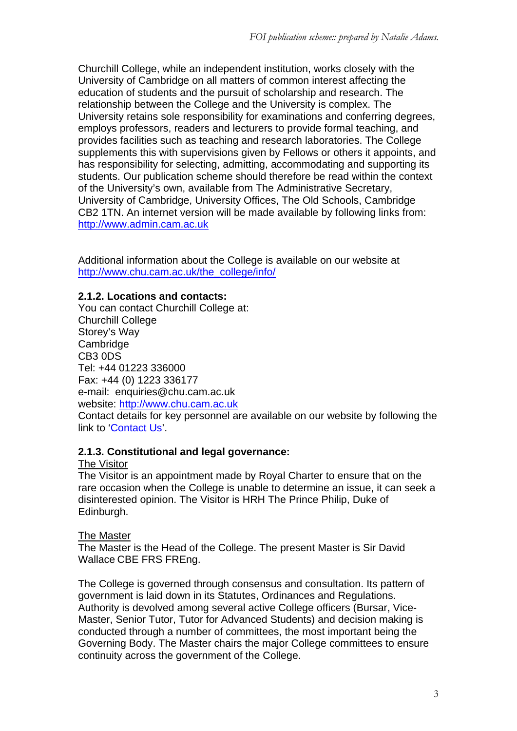Churchill College, while an independent institution, works closely with the University of Cambridge on all matters of common interest affecting the education of students and the pursuit of scholarship and research. The relationship between the College and the University is complex. The University retains sole responsibility for examinations and conferring degrees, employs professors, readers and lecturers to provide formal teaching, and provides facilities such as teaching and research laboratories. The College supplements this with supervisions given by Fellows or others it appoints, and has responsibility for selecting, admitting, accommodating and supporting its students. Our publication scheme should therefore be read within the context of the University's own, available from The Administrative Secretary, University of Cambridge, University Offices, The Old Schools, Cambridge CB2 1TN. An internet version will be made available by following links from: http://www.admin.cam.ac.uk

Additional information about the College is available on our website at http://www.chu.cam.ac.uk/the_college/info/

**2.1.2. Locations and contacts:**

You can contact Churchill College at:
Churchill College
Storey's Way
Cambridge
CB3 0DS
Tel: +44 01223 336000
Fax: +44 (0) 1223 336177
e-mail: enquiries@chu.cam.ac.uk
website: http://www.chu.cam.ac.uk
Contact details for key personnel are available on our website by following the link to 'Contact Us'.

**2.1.3. Constitutional and legal governance:**

The Visitor
The Visitor is an appointment made by Royal Charter to ensure that on the rare occasion when the College is unable to determine an issue, it can seek a disinterested opinion. The Visitor is HRH The Prince Philip, Duke of Edinburgh.

The Master
The Master is the Head of the College. The present Master is Sir David Wallace CBE FRS FREng.

The College is governed through consensus and consultation. Its pattern of government is laid down in its Statutes, Ordinances and Regulations. Authority is devolved among several active College officers (Bursar, Vice-Master, Senior Tutor, Tutor for Advanced Students) and decision making is conducted through a number of committees, the most important being the Governing Body. The Master chairs the major College committees to ensure continuity across the government of the College.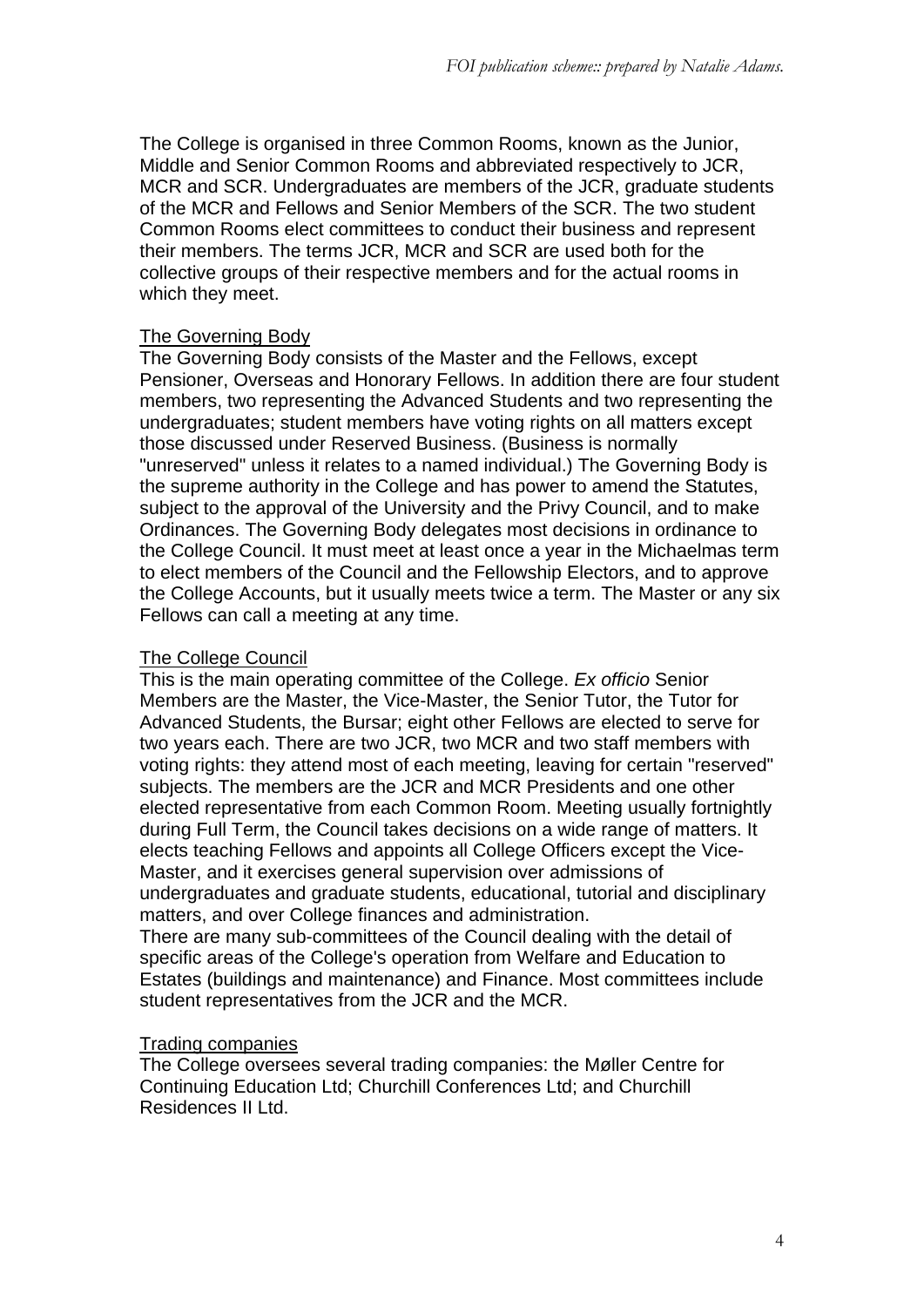The College is organised in three Common Rooms, known as the Junior, Middle and Senior Common Rooms and abbreviated respectively to JCR, MCR and SCR. Undergraduates are members of the JCR, graduate students of the MCR and Fellows and Senior Members of the SCR. The two student Common Rooms elect committees to conduct their business and represent their members. The terms JCR, MCR and SCR are used both for the collective groups of their respective members and for the actual rooms in which they meet.

## The Governing Body

The Governing Body consists of the Master and the Fellows, except Pensioner, Overseas and Honorary Fellows. In addition there are four student members, two representing the Advanced Students and two representing the undergraduates; student members have voting rights on all matters except those discussed under Reserved Business. (Business is normally "unreserved" unless it relates to a named individual.) The Governing Body is the supreme authority in the College and has power to amend the Statutes, subject to the approval of the University and the Privy Council, and to make Ordinances. The Governing Body delegates most decisions in ordinance to the College Council. It must meet at least once a year in the Michaelmas term to elect members of the Council and the Fellowship Electors, and to approve the College Accounts, but it usually meets twice a term. The Master or any six Fellows can call a meeting at any time.

## The College Council

This is the main operating committee of the College. *Ex officio* Senior Members are the Master, the Vice-Master, the Senior Tutor, the Tutor for Advanced Students, the Bursar; eight other Fellows are elected to serve for two years each. There are two JCR, two MCR and two staff members with voting rights: they attend most of each meeting, leaving for certain "reserved" subjects. The members are the JCR and MCR Presidents and one other elected representative from each Common Room. Meeting usually fortnightly during Full Term, the Council takes decisions on a wide range of matters. It elects teaching Fellows and appoints all College Officers except the Vice-Master, and it exercises general supervision over admissions of undergraduates and graduate students, educational, tutorial and disciplinary matters, and over College finances and administration.
There are many sub-committees of the Council dealing with the detail of specific areas of the College's operation from Welfare and Education to Estates (buildings and maintenance) and Finance. Most committees include student representatives from the JCR and the MCR.

## Trading companies

The College oversees several trading companies: the Møller Centre for Continuing Education Ltd; Churchill Conferences Ltd; and Churchill Residences II Ltd.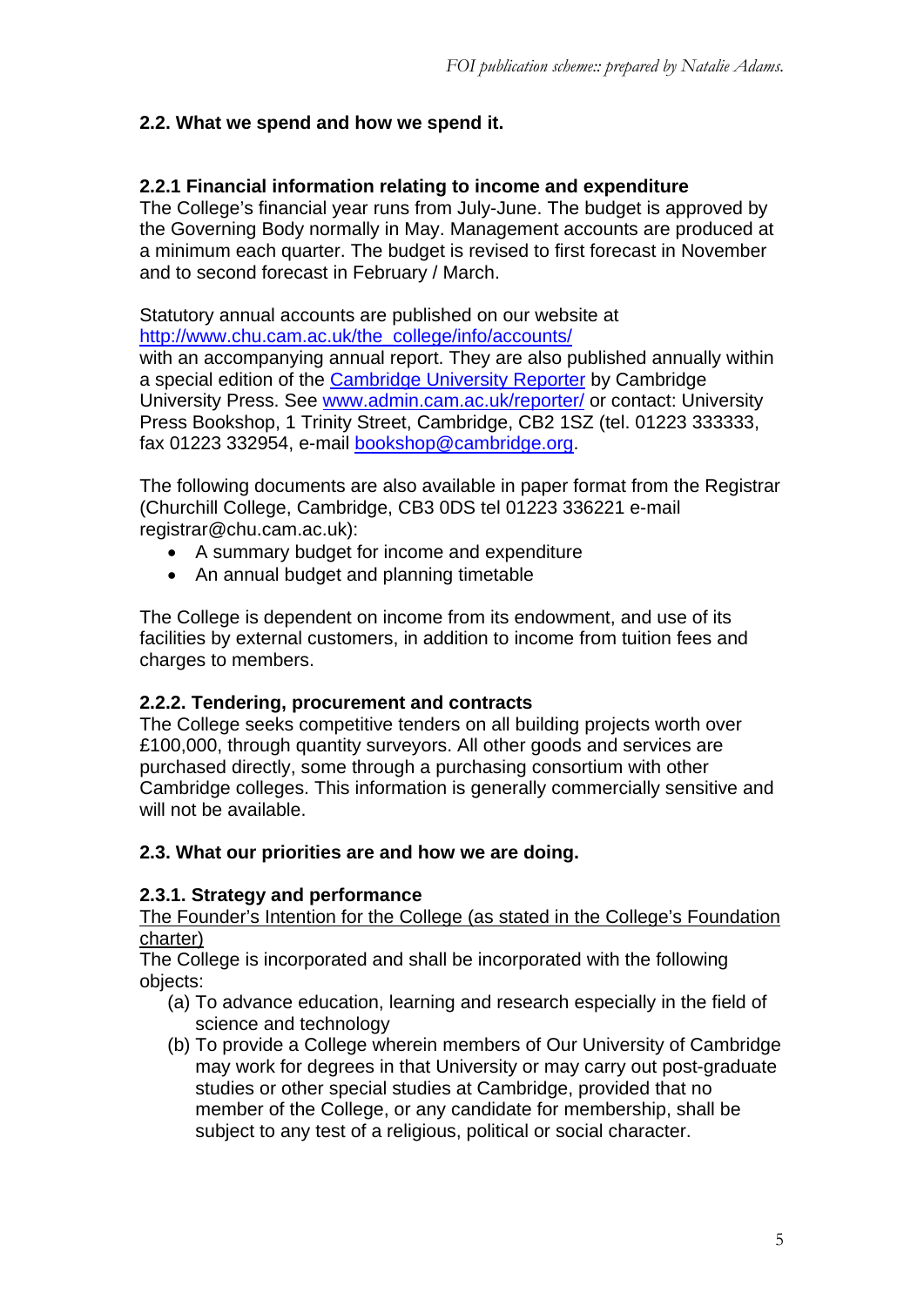## 2.2. What we spend and how we spend it.

### 2.2.1 Financial information relating to income and expenditure

The College's financial year runs from July-June. The budget is approved by the Governing Body normally in May. Management accounts are produced at a minimum each quarter. The budget is revised to first forecast in November and to second forecast in February / March.

Statutory annual accounts are published on our website at http://www.chu.cam.ac.uk/the_college/info/accounts/ with an accompanying annual report. They are also published annually within a special edition of the Cambridge University Reporter by Cambridge University Press. See www.admin.cam.ac.uk/reporter/ or contact: University Press Bookshop, 1 Trinity Street, Cambridge, CB2 1SZ (tel. 01223 333333, fax 01223 332954, e-mail bookshop@cambridge.org.

The following documents are also available in paper format from the Registrar (Churchill College, Cambridge, CB3 0DS tel 01223 336221 e-mail registrar@chu.cam.ac.uk):

- A summary budget for income and expenditure
- An annual budget and planning timetable

The College is dependent on income from its endowment, and use of its facilities by external customers, in addition to income from tuition fees and charges to members.

### 2.2.2. Tendering, procurement and contracts

The College seeks competitive tenders on all building projects worth over £100,000, through quantity surveyors. All other goods and services are purchased directly, some through a purchasing consortium with other Cambridge colleges. This information is generally commercially sensitive and will not be available.

## 2.3. What our priorities are and how we are doing.

### 2.3.1. Strategy and performance

The Founder's Intention for the College (as stated in the College's Foundation charter)

The College is incorporated and shall be incorporated with the following objects:

(a) To advance education, learning and research especially in the field of science and technology

(b) To provide a College wherein members of Our University of Cambridge may work for degrees in that University or may carry out post-graduate studies or other special studies at Cambridge, provided that no member of the College, or any candidate for membership, shall be subject to any test of a religious, political or social character.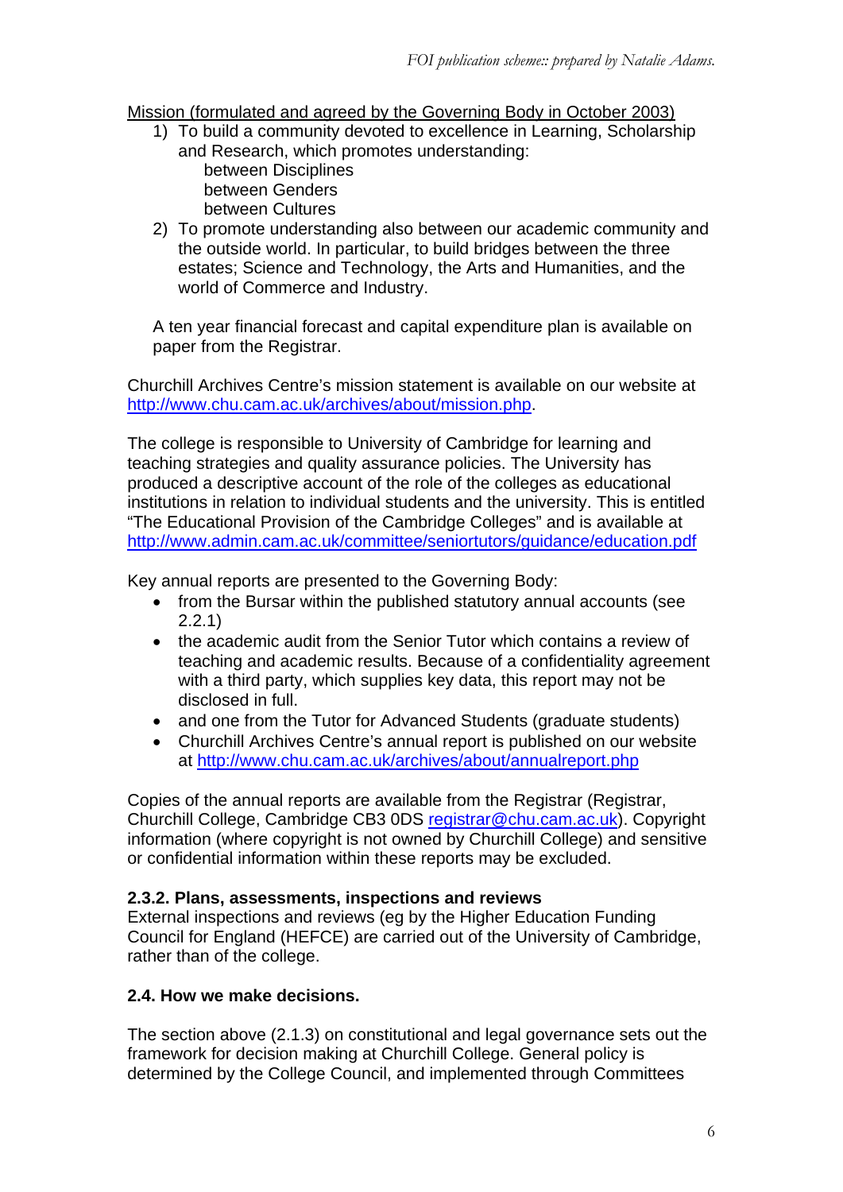Mission (formulated and agreed by the Governing Body in October 2003)

1) To build a community devoted to excellence in Learning, Scholarship and Research, which promotes understanding:
   - between Disciplines
   - between Genders
   - between Cultures
2) To promote understanding also between our academic community and the outside world. In particular, to build bridges between the three estates; Science and Technology, the Arts and Humanities, and the world of Commerce and Industry.

A ten year financial forecast and capital expenditure plan is available on paper from the Registrar.

Churchill Archives Centre's mission statement is available on our website at http://www.chu.cam.ac.uk/archives/about/mission.php.

The college is responsible to University of Cambridge for learning and teaching strategies and quality assurance policies. The University has produced a descriptive account of the role of the colleges as educational institutions in relation to individual students and the university. This is entitled "The Educational Provision of the Cambridge Colleges" and is available at http://www.admin.cam.ac.uk/committee/seniortutors/guidance/education.pdf

Key annual reports are presented to the Governing Body:

- from the Bursar within the published statutory annual accounts (see 2.2.1)
- the academic audit from the Senior Tutor which contains a review of teaching and academic results. Because of a confidentiality agreement with a third party, which supplies key data, this report may not be disclosed in full.
- and one from the Tutor for Advanced Students (graduate students)
- Churchill Archives Centre's annual report is published on our website at http://www.chu.cam.ac.uk/archives/about/annualreport.php

Copies of the annual reports are available from the Registrar (Registrar, Churchill College, Cambridge CB3 0DS registrar@chu.cam.ac.uk). Copyright information (where copyright is not owned by Churchill College) and sensitive or confidential information within these reports may be excluded.

### 2.3.2. Plans, assessments, inspections and reviews

External inspections and reviews (eg by the Higher Education Funding Council for England (HEFCE) are carried out of the University of Cambridge, rather than of the college.

### 2.4. How we make decisions.

The section above (2.1.3) on constitutional and legal governance sets out the framework for decision making at Churchill College. General policy is determined by the College Council, and implemented through Committees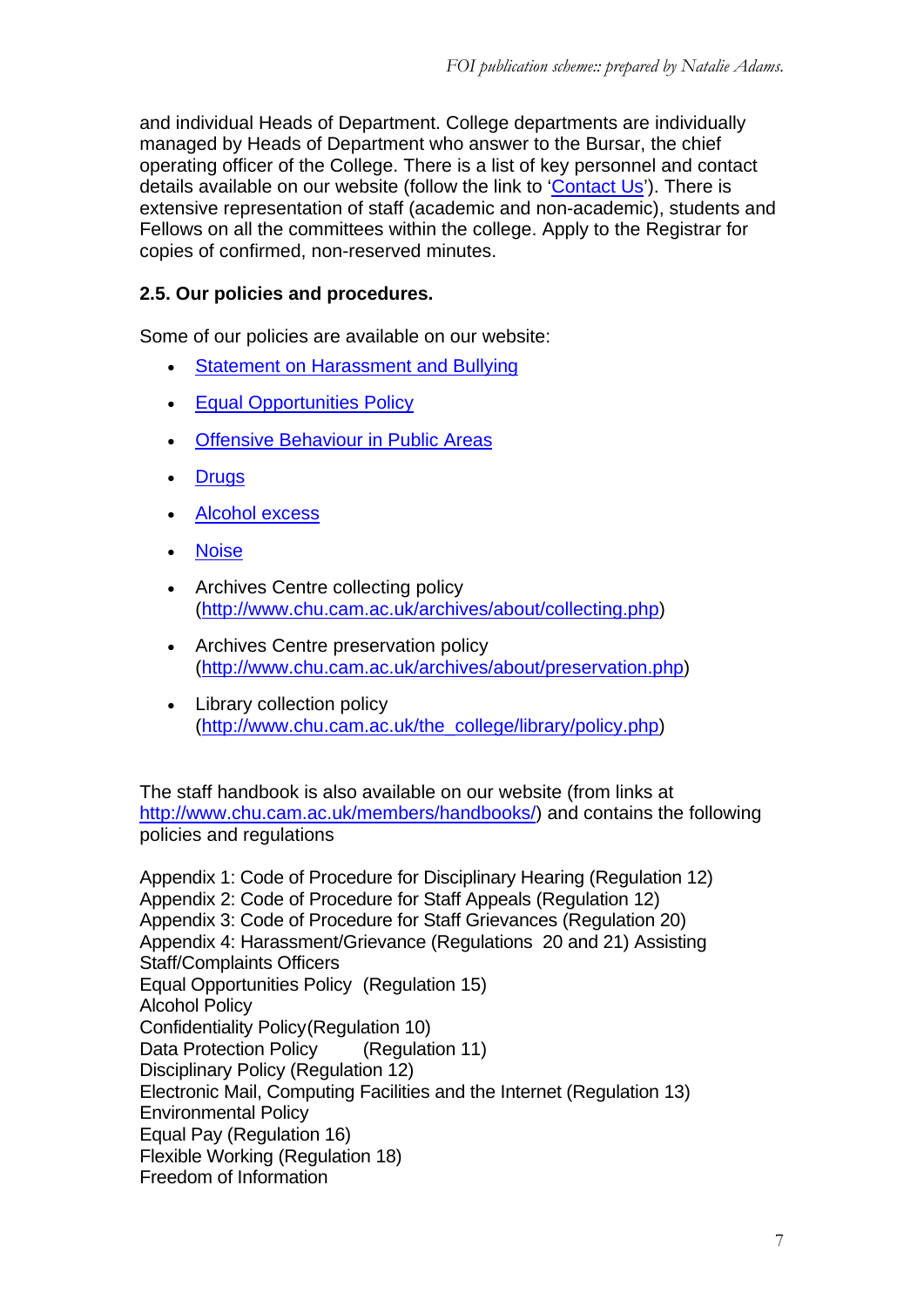and individual Heads of Department. College departments are individually managed by Heads of Department who answer to the Bursar, the chief operating officer of the College. There is a list of key personnel and contact details available on our website (follow the link to '[Contact Us]()'). There is extensive representation of staff (academic and non-academic), students and Fellows on all the committees within the college. Apply to the Registrar for copies of confirmed, non-reserved minutes.

**2.5. Our policies and procedures.**

Some of our policies are available on our website:

- Statement on Harassment and Bullying
- Equal Opportunities Policy
- Offensive Behaviour in Public Areas
- Drugs
- Alcohol excess
- Noise
- Archives Centre collecting policy (http://www.chu.cam.ac.uk/archives/about/collecting.php)
- Archives Centre preservation policy (http://www.chu.cam.ac.uk/archives/about/preservation.php)
- Library collection policy (http://www.chu.cam.ac.uk/the_college/library/policy.php)

The staff handbook is also available on our website (from links at http://www.chu.cam.ac.uk/members/handbooks/) and contains the following policies and regulations

Appendix 1: Code of Procedure for Disciplinary Hearing (Regulation 12)
Appendix 2: Code of Procedure for Staff Appeals (Regulation 12)
Appendix 3: Code of Procedure for Staff Grievances (Regulation 20)
Appendix 4: Harassment/Grievance (Regulations 20 and 21) Assisting Staff/Complaints Officers
Equal Opportunities Policy (Regulation 15)
Alcohol Policy
Confidentiality Policy(Regulation 10)
Data Protection Policy (Regulation 11)
Disciplinary Policy (Regulation 12)
Electronic Mail, Computing Facilities and the Internet (Regulation 13)
Environmental Policy
Equal Pay (Regulation 16)
Flexible Working (Regulation 18)
Freedom of Information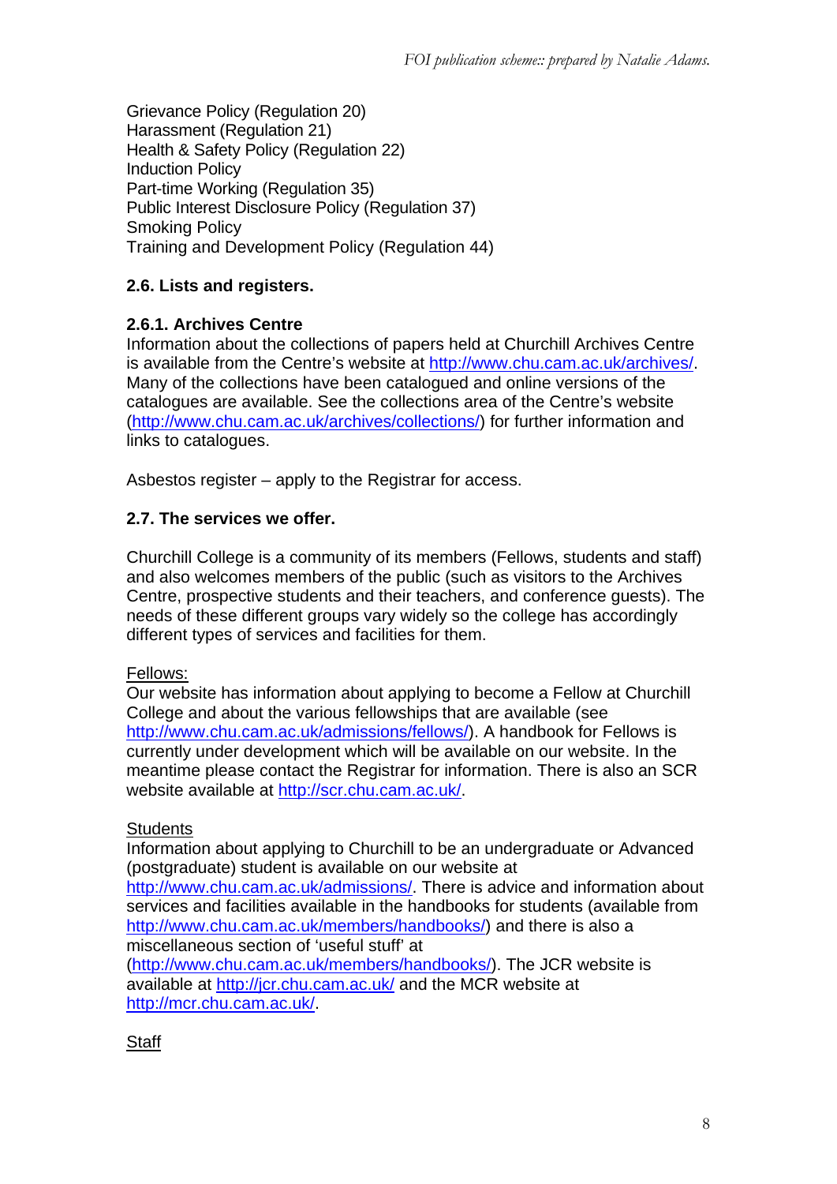Grievance Policy (Regulation 20)
Harassment (Regulation 21)
Health & Safety Policy (Regulation 22)
Induction Policy
Part-time Working (Regulation 35)
Public Interest Disclosure Policy (Regulation 37)
Smoking Policy
Training and Development Policy (Regulation 44)

### 2.6. Lists and registers.

#### 2.6.1. Archives Centre

Information about the collections of papers held at Churchill Archives Centre is available from the Centre's website at http://www.chu.cam.ac.uk/archives/. Many of the collections have been catalogued and online versions of the catalogues are available. See the collections area of the Centre's website (http://www.chu.cam.ac.uk/archives/collections/) for further information and links to catalogues.

Asbestos register – apply to the Registrar for access.

### 2.7. The services we offer.

Churchill College is a community of its members (Fellows, students and staff) and also welcomes members of the public (such as visitors to the Archives Centre, prospective students and their teachers, and conference guests). The needs of these different groups vary widely so the college has accordingly different types of services and facilities for them.

Fellows:

Our website has information about applying to become a Fellow at Churchill College and about the various fellowships that are available (see http://www.chu.cam.ac.uk/admissions/fellows/). A handbook for Fellows is currently under development which will be available on our website. In the meantime please contact the Registrar for information. There is also an SCR website available at http://scr.chu.cam.ac.uk/.

Students

Information about applying to Churchill to be an undergraduate or Advanced (postgraduate) student is available on our website at http://www.chu.cam.ac.uk/admissions/. There is advice and information about services and facilities available in the handbooks for students (available from http://www.chu.cam.ac.uk/members/handbooks/) and there is also a miscellaneous section of 'useful stuff' at (http://www.chu.cam.ac.uk/members/handbooks/). The JCR website is available at http://jcr.chu.cam.ac.uk/ and the MCR website at http://mcr.chu.cam.ac.uk/.

Staff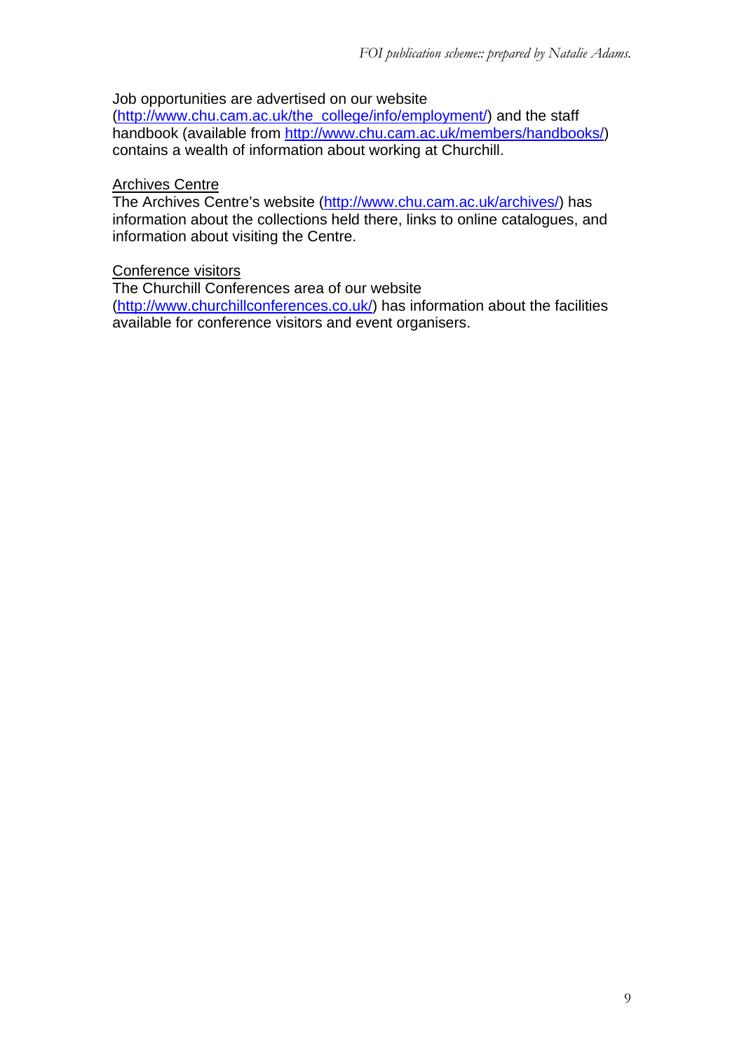Job opportunities are advertised on our website (http://www.chu.cam.ac.uk/the_college/info/employment/) and the staff handbook (available from http://www.chu.cam.ac.uk/members/handbooks/) contains a wealth of information about working at Churchill.

Archives Centre

The Archives Centre's website (http://www.chu.cam.ac.uk/archives/) has information about the collections held there, links to online catalogues, and information about visiting the Centre.

Conference visitors

The Churchill Conferences area of our website (http://www.churchillconferences.co.uk/) has information about the facilities available for conference visitors and event organisers.